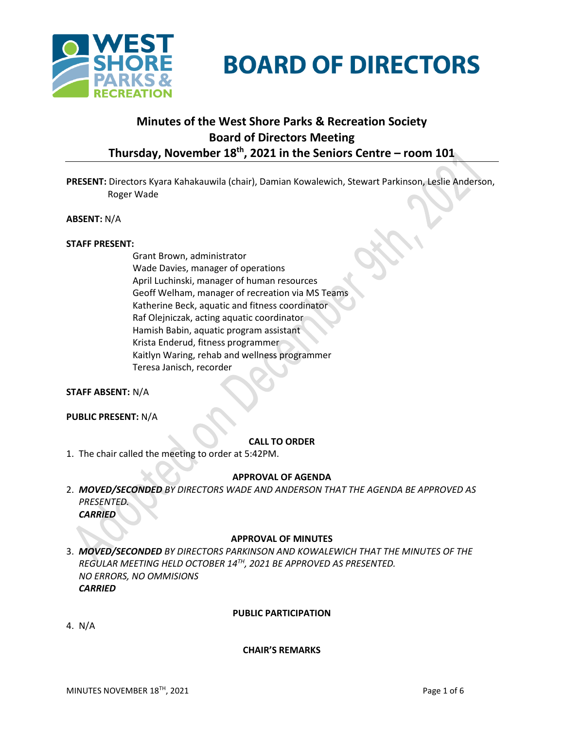# BOARD OF DIRECTORS

## Minutes of the West Shore Parks & Recreation Society Board of Directors Meeting Thursday, November 18th, 2021 in the Seniors Centre – room 101

**PRESENT:** Directors Kyara Kahakauwila (chair), Damian Kowalewich, Stewart Parkinson, Leslie Anderson, Roger Wade

**ABSENT:** N/A

**STAFF PRESENT:**

Grant Brown, administrator
Wade Davies, manager of operations
April Luchinski, manager of human resources
Geoff Welham, manager of recreation via MS Teams
Katherine Beck, aquatic and fitness coordinator
Raf Olejniczak, acting aquatic coordinator
Hamish Babin, aquatic program assistant
Krista Enderud, fitness programmer
Kaitlyn Waring, rehab and wellness programmer
Teresa Janisch, recorder

**STAFF ABSENT:** N/A

**PUBLIC PRESENT:** N/A

### CALL TO ORDER

1. The chair called the meeting to order at 5:42PM.

### APPROVAL OF AGENDA

2. ***MOVED/SECONDED*** *BY DIRECTORS WADE AND ANDERSON THAT THE AGENDA BE APPROVED AS PRESENTED.*
   ***CARRIED***

### APPROVAL OF MINUTES

3. ***MOVED/SECONDED*** *BY DIRECTORS PARKINSON AND KOWALEWICH THAT THE MINUTES OF THE REGULAR MEETING HELD OCTOBER 14TH, 2021 BE APPROVED AS PRESENTED.*
   *NO ERRORS, NO OMMISIONS*
   ***CARRIED***

### PUBLIC PARTICIPATION

4. N/A

### CHAIR'S REMARKS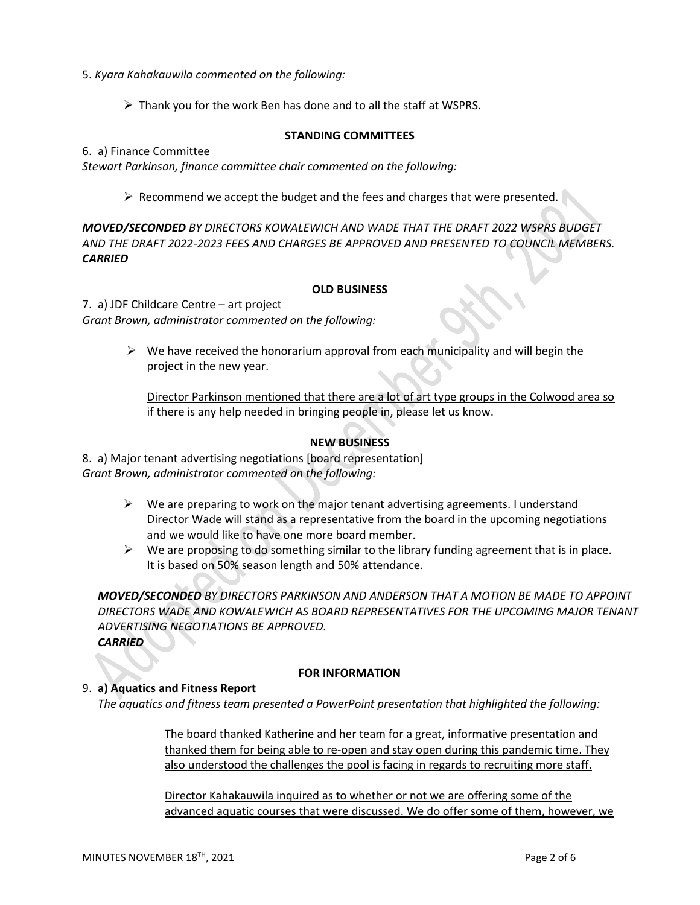5. *Kyara Kahakauwila commented on the following:*

- Thank you for the work Ben has done and to all the staff at WSPRS.

**STANDING COMMITTEES**

6. a) Finance Committee
*Stewart Parkinson, finance committee chair commented on the following:*

- Recommend we accept the budget and the fees and charges that were presented.

***MOVED/SECONDED** BY DIRECTORS KOWALEWICH AND WADE THAT THE DRAFT 2022 WSPRS BUDGET AND THE DRAFT 2022-2023 FEES AND CHARGES BE APPROVED AND PRESENTED TO COUNCIL MEMBERS.*
***CARRIED***

**OLD BUSINESS**

7. a) JDF Childcare Centre – art project
*Grant Brown, administrator commented on the following:*

- We have received the honorarium approval from each municipality and will begin the project in the new year.

  Director Parkinson mentioned that there are a lot of art type groups in the Colwood area so if there is any help needed in bringing people in, please let us know.

**NEW BUSINESS**

8. a) Major tenant advertising negotiations [board representation]
*Grant Brown, administrator commented on the following:*

- We are preparing to work on the major tenant advertising agreements. I understand Director Wade will stand as a representative from the board in the upcoming negotiations and we would like to have one more board member.
- We are proposing to do something similar to the library funding agreement that is in place. It is based on 50% season length and 50% attendance.

***MOVED/SECONDED** BY DIRECTORS PARKINSON AND ANDERSON THAT A MOTION BE MADE TO APPOINT DIRECTORS WADE AND KOWALEWICH AS BOARD REPRESENTATIVES FOR THE UPCOMING MAJOR TENANT ADVERTISING NEGOTIATIONS BE APPROVED.*
***CARRIED***

**FOR INFORMATION**

9. **a) Aquatics and Fitness Report**
*The aquatics and fitness team presented a PowerPoint presentation that highlighted the following:*

The board thanked Katherine and her team for a great, informative presentation and thanked them for being able to re-open and stay open during this pandemic time. They also understood the challenges the pool is facing in regards to recruiting more staff.

Director Kahakauwila inquired as to whether or not we are offering some of the advanced aquatic courses that were discussed. We do offer some of them, however, we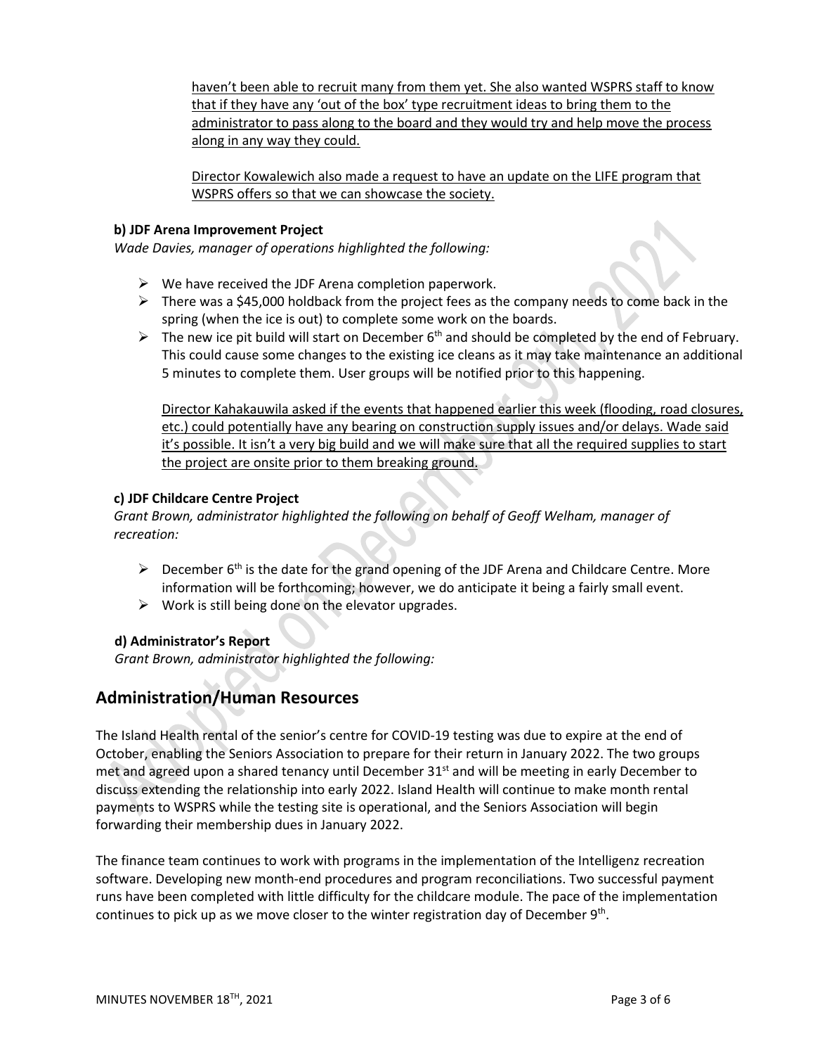haven't been able to recruit many from them yet. She also wanted WSPRS staff to know that if they have any 'out of the box' type recruitment ideas to bring them to the administrator to pass along to the board and they would try and help move the process along in any way they could.

Director Kowalewich also made a request to have an update on the LIFE program that WSPRS offers so that we can showcase the society.

**b) JDF Arena Improvement Project**

*Wade Davies, manager of operations highlighted the following:*

- We have received the JDF Arena completion paperwork.
- There was a $45,000 holdback from the project fees as the company needs to come back in the spring (when the ice is out) to complete some work on the boards.
- The new ice pit build will start on December 6th and should be completed by the end of February. This could cause some changes to the existing ice cleans as it may take maintenance an additional 5 minutes to complete them. User groups will be notified prior to this happening.

  Director Kahakauwila asked if the events that happened earlier this week (flooding, road closures, etc.) could potentially have any bearing on construction supply issues and/or delays. Wade said it's possible. It isn't a very big build and we will make sure that all the required supplies to start the project are onsite prior to them breaking ground.

**c) JDF Childcare Centre Project**

*Grant Brown, administrator highlighted the following on behalf of Geoff Welham, manager of recreation:*

- December 6th is the date for the grand opening of the JDF Arena and Childcare Centre. More information will be forthcoming; however, we do anticipate it being a fairly small event.
- Work is still being done on the elevator upgrades.

**d) Administrator's Report**

*Grant Brown, administrator highlighted the following:*

## Administration/Human Resources

The Island Health rental of the senior's centre for COVID-19 testing was due to expire at the end of October, enabling the Seniors Association to prepare for their return in January 2022. The two groups met and agreed upon a shared tenancy until December 31st and will be meeting in early December to discuss extending the relationship into early 2022. Island Health will continue to make month rental payments to WSPRS while the testing site is operational, and the Seniors Association will begin forwarding their membership dues in January 2022.

The finance team continues to work with programs in the implementation of the Intelligenz recreation software. Developing new month-end procedures and program reconciliations. Two successful payment runs have been completed with little difficulty for the childcare module. The pace of the implementation continues to pick up as we move closer to the winter registration day of December 9th.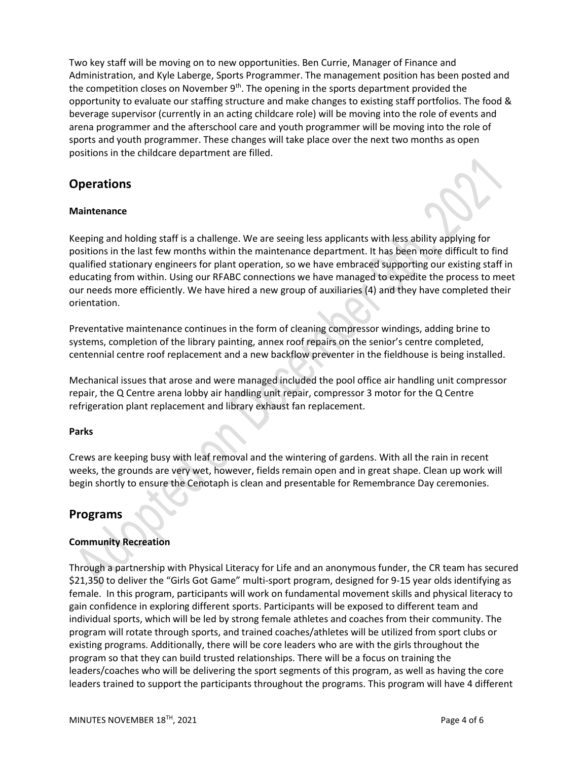Two key staff will be moving on to new opportunities. Ben Currie, Manager of Finance and Administration, and Kyle Laberge, Sports Programmer. The management position has been posted and the competition closes on November 9th. The opening in the sports department provided the opportunity to evaluate our staffing structure and make changes to existing staff portfolios. The food & beverage supervisor (currently in an acting childcare role) will be moving into the role of events and arena programmer and the afterschool care and youth programmer will be moving into the role of sports and youth programmer. These changes will take place over the next two months as open positions in the childcare department are filled.

## Operations

**Maintenance**

Keeping and holding staff is a challenge. We are seeing less applicants with less ability applying for positions in the last few months within the maintenance department. It has been more difficult to find qualified stationary engineers for plant operation, so we have embraced supporting our existing staff in educating from within. Using our RFABC connections we have managed to expedite the process to meet our needs more efficiently. We have hired a new group of auxiliaries (4) and they have completed their orientation.

Preventative maintenance continues in the form of cleaning compressor windings, adding brine to systems, completion of the library painting, annex roof repairs on the senior's centre completed, centennial centre roof replacement and a new backflow preventer in the fieldhouse is being installed.

Mechanical issues that arose and were managed included the pool office air handling unit compressor repair, the Q Centre arena lobby air handling unit repair, compressor 3 motor for the Q Centre refrigeration plant replacement and library exhaust fan replacement.

**Parks**

Crews are keeping busy with leaf removal and the wintering of gardens. With all the rain in recent weeks, the grounds are very wet, however, fields remain open and in great shape. Clean up work will begin shortly to ensure the Cenotaph is clean and presentable for Remembrance Day ceremonies.

## Programs

**Community Recreation**

Through a partnership with Physical Literacy for Life and an anonymous funder, the CR team has secured $21,350 to deliver the "Girls Got Game" multi-sport program, designed for 9-15 year olds identifying as female. In this program, participants will work on fundamental movement skills and physical literacy to gain confidence in exploring different sports. Participants will be exposed to different team and individual sports, which will be led by strong female athletes and coaches from their community. The program will rotate through sports, and trained coaches/athletes will be utilized from sport clubs or existing programs. Additionally, there will be core leaders who are with the girls throughout the program so that they can build trusted relationships. There will be a focus on training the leaders/coaches who will be delivering the sport segments of this program, as well as having the core leaders trained to support the participants throughout the programs. This program will have 4 different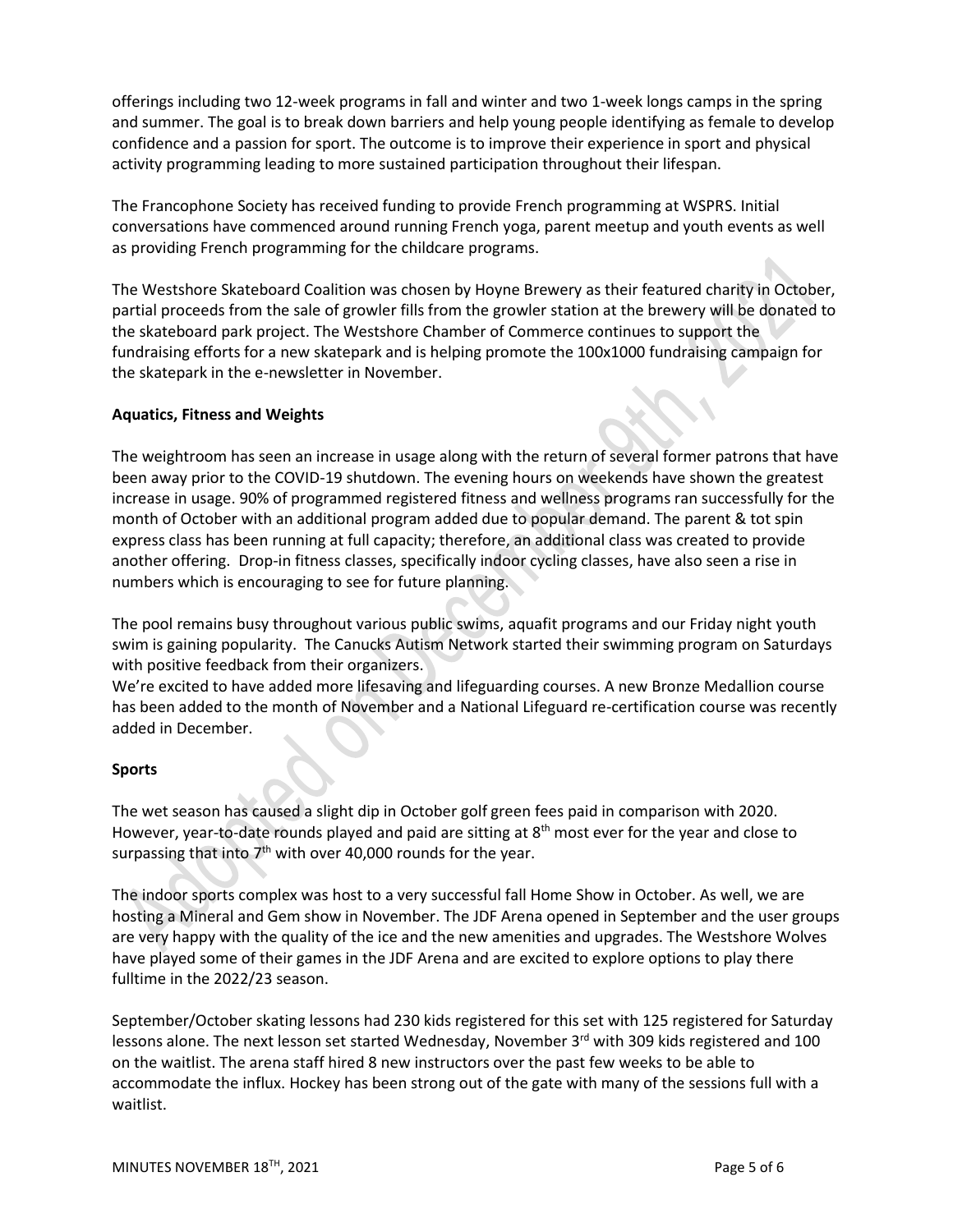offerings including two 12-week programs in fall and winter and two 1-week longs camps in the spring and summer. The goal is to break down barriers and help young people identifying as female to develop confidence and a passion for sport. The outcome is to improve their experience in sport and physical activity programming leading to more sustained participation throughout their lifespan.

The Francophone Society has received funding to provide French programming at WSPRS. Initial conversations have commenced around running French yoga, parent meetup and youth events as well as providing French programming for the childcare programs.

The Westshore Skateboard Coalition was chosen by Hoyne Brewery as their featured charity in October, partial proceeds from the sale of growler fills from the growler station at the brewery will be donated to the skateboard park project. The Westshore Chamber of Commerce continues to support the fundraising efforts for a new skatepark and is helping promote the 100x1000 fundraising campaign for the skatepark in the e-newsletter in November.

**Aquatics, Fitness and Weights**

The weightroom has seen an increase in usage along with the return of several former patrons that have been away prior to the COVID-19 shutdown. The evening hours on weekends have shown the greatest increase in usage. 90% of programmed registered fitness and wellness programs ran successfully for the month of October with an additional program added due to popular demand. The parent & tot spin express class has been running at full capacity; therefore, an additional class was created to provide another offering. Drop-in fitness classes, specifically indoor cycling classes, have also seen a rise in numbers which is encouraging to see for future planning.

The pool remains busy throughout various public swims, aquafit programs and our Friday night youth swim is gaining popularity. The Canucks Autism Network started their swimming program on Saturdays with positive feedback from their organizers.
We're excited to have added more lifesaving and lifeguarding courses. A new Bronze Medallion course has been added to the month of November and a National Lifeguard re-certification course was recently added in December.

**Sports**

The wet season has caused a slight dip in October golf green fees paid in comparison with 2020. However, year-to-date rounds played and paid are sitting at 8th most ever for the year and close to surpassing that into 7th with over 40,000 rounds for the year.

The indoor sports complex was host to a very successful fall Home Show in October. As well, we are hosting a Mineral and Gem show in November. The JDF Arena opened in September and the user groups are very happy with the quality of the ice and the new amenities and upgrades. The Westshore Wolves have played some of their games in the JDF Arena and are excited to explore options to play there fulltime in the 2022/23 season.

September/October skating lessons had 230 kids registered for this set with 125 registered for Saturday lessons alone. The next lesson set started Wednesday, November 3rd with 309 kids registered and 100 on the waitlist. The arena staff hired 8 new instructors over the past few weeks to be able to accommodate the influx. Hockey has been strong out of the gate with many of the sessions full with a waitlist.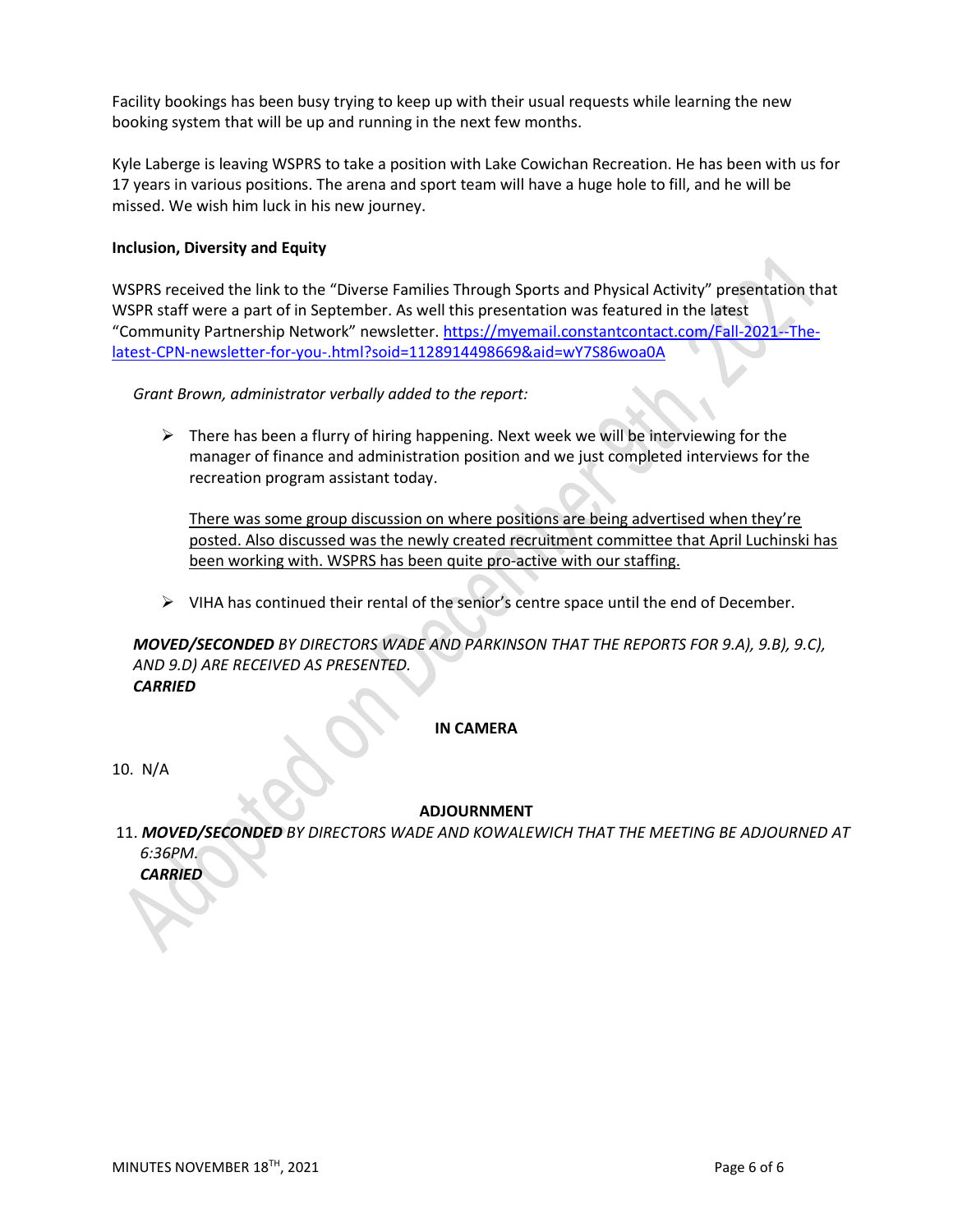Facility bookings has been busy trying to keep up with their usual requests while learning the new booking system that will be up and running in the next few months.

Kyle Laberge is leaving WSPRS to take a position with Lake Cowichan Recreation. He has been with us for 17 years in various positions. The arena and sport team will have a huge hole to fill, and he will be missed. We wish him luck in his new journey.

**Inclusion, Diversity and Equity**

WSPRS received the link to the "Diverse Families Through Sports and Physical Activity" presentation that WSPR staff were a part of in September. As well this presentation was featured in the latest "Community Partnership Network" newsletter. [https://myemail.constantcontact.com/Fall-2021--The-latest-CPN-newsletter-for-you-.html?soid=1128914498669&aid=wY7S86woa0A](https://myemail.constantcontact.com/Fall-2021--The-latest-CPN-newsletter-for-you-.html?soid=1128914498669&aid=wY7S86woa0A)

*Grant Brown, administrator verbally added to the report:*

- There has been a flurry of hiring happening. Next week we will be interviewing for the manager of finance and administration position and we just completed interviews for the recreation program assistant today.

  <u>There was some group discussion on where positions are being advertised when they're posted. Also discussed was the newly created recruitment committee that April Luchinski has been working with. WSPRS has been quite pro-active with our staffing.</u>

- VIHA has continued their rental of the senior's centre space until the end of December.

***MOVED/SECONDED*** *BY DIRECTORS WADE AND PARKINSON THAT THE REPORTS FOR 9.A), 9.B), 9.C), AND 9.D) ARE RECEIVED AS PRESENTED.*
***CARRIED***

**IN CAMERA**

10. N/A

**ADJOURNMENT**

11. ***MOVED/SECONDED*** *BY DIRECTORS WADE AND KOWALEWICH THAT THE MEETING BE ADJOURNED AT 6:36PM.*
***CARRIED***